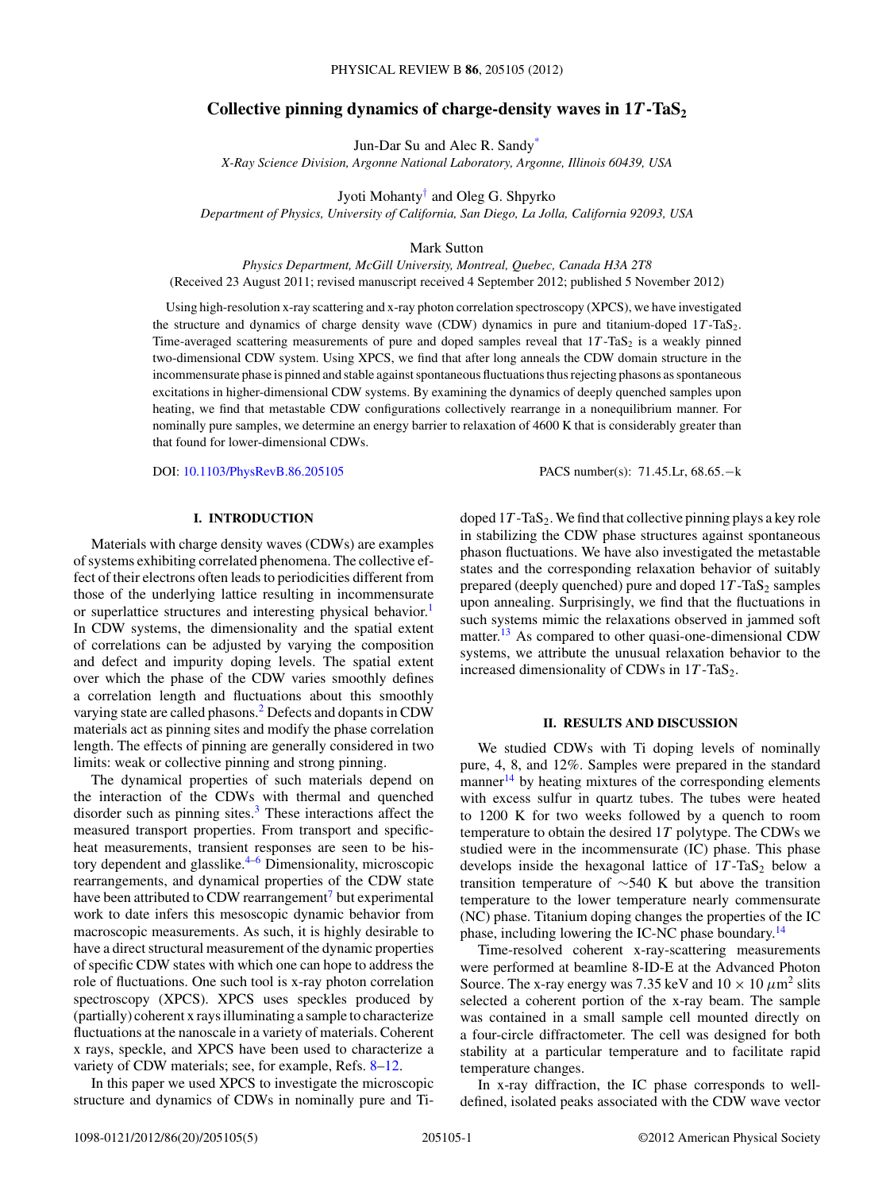# Collective pinning dynamics of charge-density waves in $1T$-$TaS_2$

Jun-Dar Su and Alec R. Sandy[*]

*X-Ray Science Division, Argonne National Laboratory, Argonne, Illinois 60439, USA*

Jyoti Mohanty[†] and Oleg G. Shpyrko

*Department of Physics, University of California, San Diego, La Jolla, California 92093, USA*

Mark Sutton

*Physics Department, McGill University, Montreal, Quebec, Canada H3A 2T8*

(Received 23 August 2011; revised manuscript received 4 September 2012; published 5 November 2012)

Using high-resolution x-ray scattering and x-ray photon correlation spectroscopy (XPCS), we have investigated the structure and dynamics of charge density wave (CDW) dynamics in pure and titanium-doped $1T$-$TaS_2$. Time-averaged scattering measurements of pure and doped samples reveal that $1T$-$TaS_2$ is a weakly pinned two-dimensional CDW system. Using XPCS, we find that after long anneals the CDW domain structure in the incommensurate phase is pinned and stable against spontaneous fluctuations thus rejecting phasons as spontaneous excitations in higher-dimensional CDW systems. By examining the dynamics of deeply quenched samples upon heating, we find that metastable CDW configurations collectively rearrange in a nonequilibrium manner. For nominally pure samples, we determine an energy barrier to relaxation of 4600 K that is considerably greater than that found for lower-dimensional CDWs.

DOI: 10.1103/PhysRevB.86.205105 PACS number(s): 71.45.Lr, 68.65.−k

## I. INTRODUCTION

Materials with charge density waves (CDWs) are examples of systems exhibiting correlated phenomena. The collective effect of their electrons often leads to periodicities different from those of the underlying lattice resulting in incommensurate or superlattice structures and interesting physical behavior.[1] In CDW systems, the dimensionality and the spatial extent of correlations can be adjusted by varying the composition and defect and impurity doping levels. The spatial extent over which the phase of the CDW varies smoothly defines a correlation length and fluctuations about this smoothly varying state are called phasons.[2] Defects and dopants in CDW materials act as pinning sites and modify the phase correlation length. The effects of pinning are generally considered in two limits: weak or collective pinning and strong pinning.

The dynamical properties of such materials depend on the interaction of the CDWs with thermal and quenched disorder such as pinning sites.[3] These interactions affect the measured transport properties. From transport and specific-heat measurements, transient responses are seen to be history dependent and glasslike.[4–6] Dimensionality, microscopic rearrangements, and dynamical properties of the CDW state have been attributed to CDW rearrangement[7] but experimental work to date infers this mesoscopic dynamic behavior from macroscopic measurements. As such, it is highly desirable to have a direct structural measurement of the dynamic properties of specific CDW states with which one can hope to address the role of fluctuations. One such tool is x-ray photon correlation spectroscopy (XPCS). XPCS uses speckles produced by (partially) coherent x rays illuminating a sample to characterize fluctuations at the nanoscale in a variety of materials. Coherent x rays, speckle, and XPCS have been used to characterize a variety of CDW materials; see, for example, Refs. 8–12.

In this paper we used XPCS to investigate the microscopic structure and dynamics of CDWs in nominally pure and Ti-doped $1T$-$TaS_2$. We find that collective pinning plays a key role in stabilizing the CDW phase structures against spontaneous phason fluctuations. We have also investigated the metastable states and the corresponding relaxation behavior of suitably prepared (deeply quenched) pure and doped $1T$-$TaS_2$ samples upon annealing. Surprisingly, we find that the fluctuations in such systems mimic the relaxations observed in jammed soft matter.[13] As compared to other quasi-one-dimensional CDW systems, we attribute the unusual relaxation behavior to the increased dimensionality of CDWs in $1T$-$TaS_2$.

## II. RESULTS AND DISCUSSION

We studied CDWs with Ti doping levels of nominally pure, 4, 8, and 12%. Samples were prepared in the standard manner[14] by heating mixtures of the corresponding elements with excess sulfur in quartz tubes. The tubes were heated to 1200 K for two weeks followed by a quench to room temperature to obtain the desired $1T$ polytype. The CDWs we studied were in the incommensurate (IC) phase. This phase develops inside the hexagonal lattice of $1T$-$TaS_2$ below a transition temperature of ∼540 K but above the transition temperature to the lower temperature nearly commensurate (NC) phase. Titanium doping changes the properties of the IC phase, including lowering the IC-NC phase boundary.[14]

Time-resolved coherent x-ray-scattering measurements were performed at beamline 8-ID-E at the Advanced Photon Source. The x-ray energy was 7.35 keV and $10 \times 10\ \mu m^2$ slits selected a coherent portion of the x-ray beam. The sample was contained in a small sample cell mounted directly on a four-circle diffractometer. The cell was designed for both stability at a particular temperature and to facilitate rapid temperature changes.

In x-ray diffraction, the IC phase corresponds to well-defined, isolated peaks associated with the CDW wave vector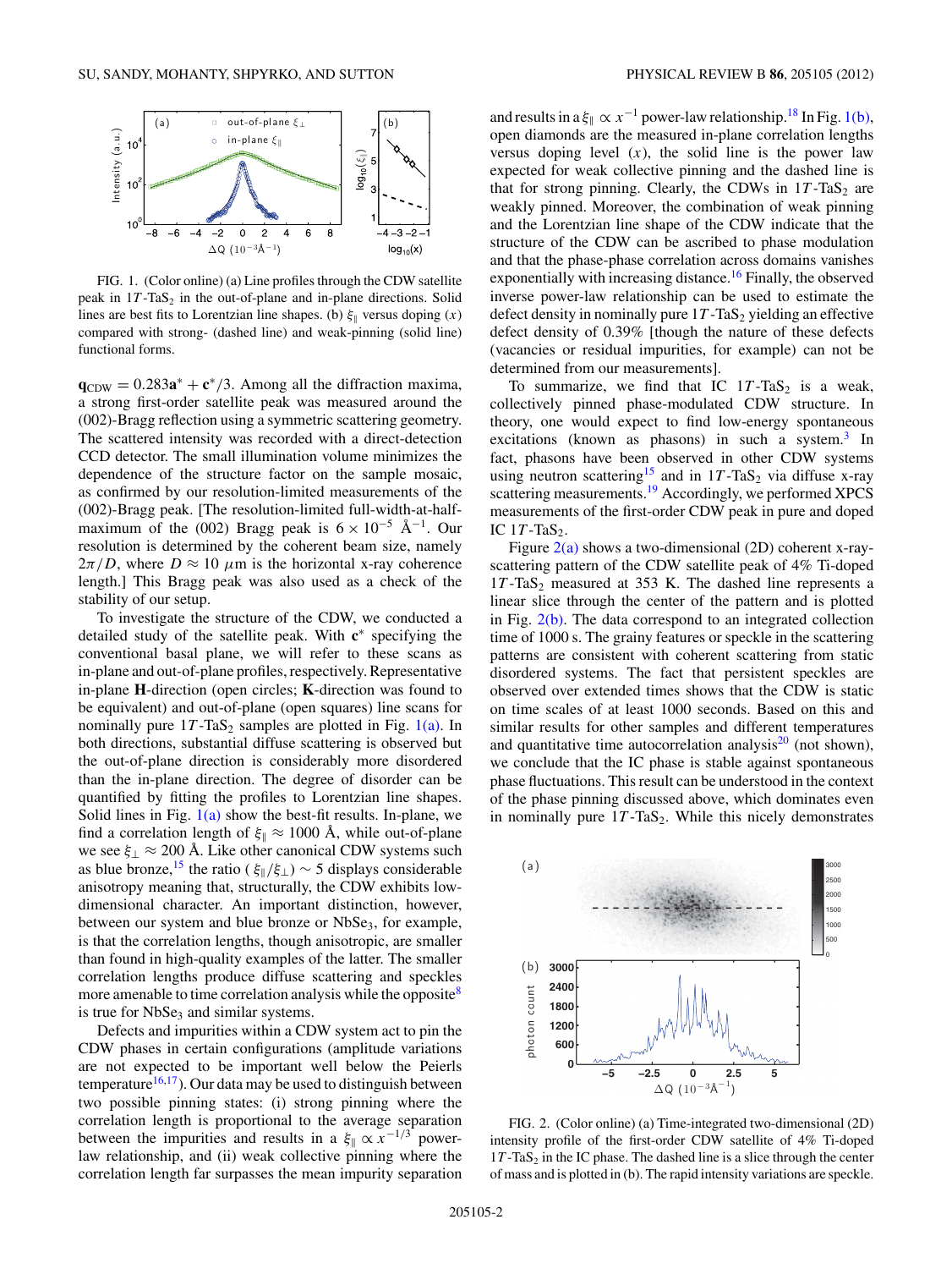(a)

out-of-plane $\xi_\perp$

in-plane $\xi_\parallel$

Intensity (a.u.)

$10^4$

$10^2$

$10^0$

−8 −6 −4 −2 0 2 4 6 8

$\Delta Q$ $(10^{-3}\text{Å}^{-1})$

(b)

$\log_{10}(\xi_\parallel)$

7

5

3

1

−4 −3 −2 −1

$\log_{10}(x)$

FIG. 1. (Color online) (a) Line profiles through the CDW satellite peak in $1T$-$TaS_2$ in the out-of-plane and in-plane directions. Solid lines are best fits to Lorentzian line shapes. (b) $\xi_\parallel$ versus doping ($x$) compared with strong- (dashed line) and weak-pinning (solid line) functional forms.

$\mathbf{q}_{\text{CDW}} = 0.283\mathbf{a}^* + \mathbf{c}^*/3$. Among all the diffraction maxima, a strong first-order satellite peak was measured around the (002)-Bragg reflection using a symmetric scattering geometry. The scattered intensity was recorded with a direct-detection CCD detector. The small illumination volume minimizes the dependence of the structure factor on the sample mosaic, as confirmed by our resolution-limited measurements of the (002)-Bragg peak. [The resolution-limited full-width-at-half-maximum of the (002) Bragg peak is $6 \times 10^{-5}$ Å$^{-1}$. Our resolution is determined by the coherent beam size, namely $2\pi/D$, where $D \approx 10$ $\mu$m is the horizontal x-ray coherence length.] This Bragg peak was also used as a check of the stability of our setup.

To investigate the structure of the CDW, we conducted a detailed study of the satellite peak. With $\mathbf{c}^*$ specifying the conventional basal plane, we will refer to these scans as in-plane and out-of-plane profiles, respectively. Representative in-plane **H**-direction (open circles; **K**-direction was found to be equivalent) and out-of-plane (open squares) line scans for nominally pure $1T$-$TaS_2$ samples are plotted in Fig. 1(a). In both directions, substantial diffuse scattering is observed but the out-of-plane direction is considerably more disordered than the in-plane direction. The degree of disorder can be quantified by fitting the profiles to Lorentzian line shapes. Solid lines in Fig. 1(a) show the best-fit results. In-plane, we find a correlation length of $\xi_\parallel \approx 1000$ Å, while out-of-plane we see $\xi_\perp \approx 200$ Å. Like other canonical CDW systems such as blue bronze,[15] the ratio $(\xi_\parallel/\xi_\perp) \sim 5$ displays considerable anisotropy meaning that, structurally, the CDW exhibits low-dimensional character. An important distinction, however, between our system and blue bronze or $NbSe_3$, for example, is that the correlation lengths, though anisotropic, are smaller than found in high-quality examples of the latter. The smaller correlation lengths produce diffuse scattering and speckles more amenable to time correlation analysis while the opposite[8] is true for $NbSe_3$ and similar systems.

Defects and impurities within a CDW system act to pin the CDW phases in certain configurations (amplitude variations are not expected to be important well below the Peierls temperature[16,17]). Our data may be used to distinguish between two possible pinning states: (i) strong pinning where the correlation length is proportional to the average separation between the impurities and results in a $\xi_\parallel \propto x^{-1/3}$ power-law relationship, and (ii) weak collective pinning where the correlation length far surpasses the mean impurity separation and results in a $\xi_\parallel \propto x^{-1}$ power-law relationship.[18] In Fig. 1(b), open diamonds are the measured in-plane correlation lengths versus doping level ($x$), the solid line is the power law expected for weak collective pinning and the dashed line is that for strong pinning. Clearly, the CDWs in $1T$-$TaS_2$ are weakly pinned. Moreover, the combination of weak pinning and the Lorentzian line shape of the CDW indicate that the structure of the CDW can be ascribed to phase modulation and that the phase-phase correlation across domains vanishes exponentially with increasing distance.[16] Finally, the observed inverse power-law relationship can be used to estimate the defect density in nominally pure $1T$-$TaS_2$ yielding an effective defect density of 0.39% [though the nature of these defects (vacancies or residual impurities, for example) can not be determined from our measurements].

To summarize, we find that IC $1T$-$TaS_2$ is a weak, collectively pinned phase-modulated CDW structure. In theory, one would expect to find low-energy spontaneous excitations (known as phasons) in such a system.[3] In fact, phasons have been observed in other CDW systems using neutron scattering[15] and in $1T$-$TaS_2$ via diffuse x-ray scattering measurements.[19] Accordingly, we performed XPCS measurements of the first-order CDW peak in pure and doped IC $1T$-$TaS_2$.

Figure 2(a) shows a two-dimensional (2D) coherent x-ray-scattering pattern of the CDW satellite peak of 4% Ti-doped $1T$-$TaS_2$ measured at 353 K. The dashed line represents a linear slice through the center of the pattern and is plotted in Fig. 2(b). The data correspond to an integrated collection time of 1000 s. The grainy features or speckle in the scattering patterns are consistent with coherent scattering from static disordered systems. The fact that persistent speckles are observed over extended times shows that the CDW is static on time scales of at least 1000 seconds. Based on this and similar results for other samples and different temperatures and quantitative time autocorrelation analysis[20] (not shown), we conclude that the IC phase is stable against spontaneous phase fluctuations. This result can be understood in the context of the phase pinning discussed above, which dominates even in nominally pure $1T$-$TaS_2$. While this nicely demonstrates

(a)

3000
2500
2000
1500
1000
500
0

(b)

photon count

3000
2400
1800
1200
600
0

−5 −2.5 0 2.5 5

$\Delta Q$ $(10^{-3}\text{Å}^{-1})$

FIG. 2. (Color online) (a) Time-integrated two-dimensional (2D) intensity profile of the first-order CDW satellite of 4% Ti-doped $1T$-$TaS_2$ in the IC phase. The dashed line is a slice through the center of mass and is plotted in (b). The rapid intensity variations are speckle.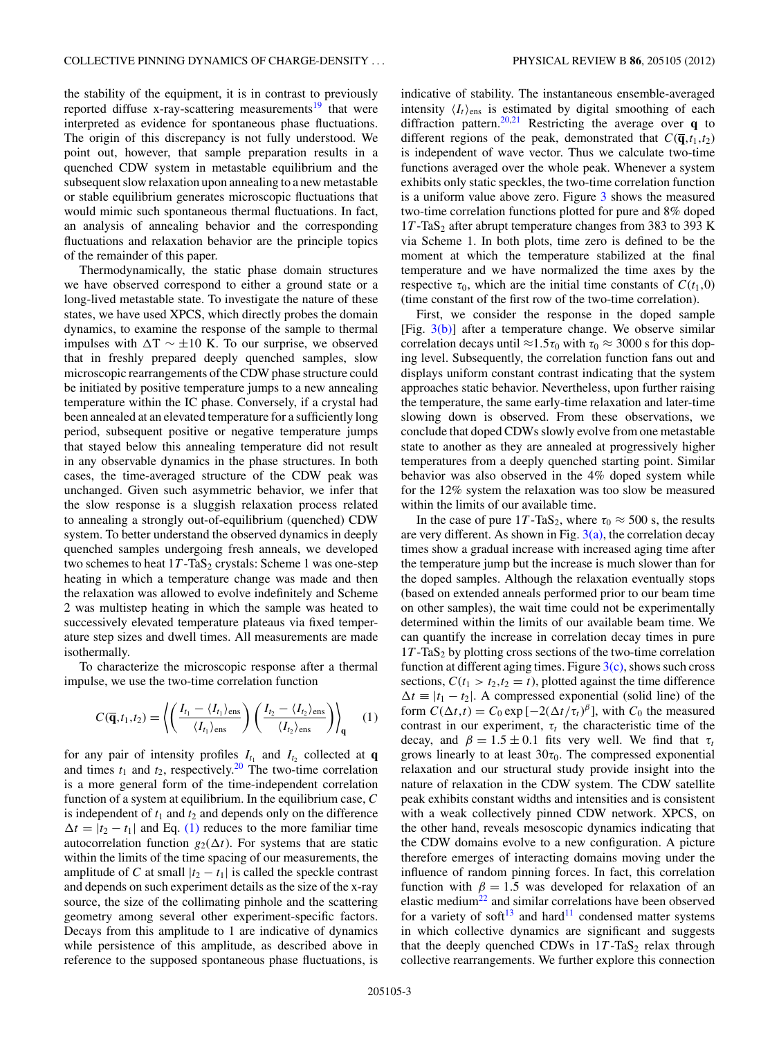the stability of the equipment, it is in contrast to previously reported diffuse x-ray-scattering measurements[19] that were interpreted as evidence for spontaneous phase fluctuations. The origin of this discrepancy is not fully understood. We point out, however, that sample preparation results in a quenched CDW system in metastable equilibrium and the subsequent slow relaxation upon annealing to a new metastable or stable equilibrium generates microscopic fluctuations that would mimic such spontaneous thermal fluctuations. In fact, an analysis of annealing behavior and the corresponding fluctuations and relaxation behavior are the principle topics of the remainder of this paper.

Thermodynamically, the static phase domain structures we have observed correspond to either a ground state or a long-lived metastable state. To investigate the nature of these states, we have used XPCS, which directly probes the domain dynamics, to examine the response of the sample to thermal impulses with $\Delta T \sim \pm 10$ K. To our surprise, we observed that in freshly prepared deeply quenched samples, slow microscopic rearrangements of the CDW phase structure could be initiated by positive temperature jumps to a new annealing temperature within the IC phase. Conversely, if a crystal had been annealed at an elevated temperature for a sufficiently long period, subsequent positive or negative temperature jumps that stayed below this annealing temperature did not result in any observable dynamics in the phase structures. In both cases, the time-averaged structure of the CDW peak was unchanged. Given such asymmetric behavior, we infer that the slow response is a sluggish relaxation process related to annealing a strongly out-of-equilibrium (quenched) CDW system. To better understand the observed dynamics in deeply quenched samples undergoing fresh anneals, we developed two schemes to heat $1T$-$TaS_2$ crystals: Scheme 1 was one-step heating in which a temperature change was made and then the relaxation was allowed to evolve indefinitely and Scheme 2 was multistep heating in which the sample was heated to successively elevated temperature plateaus via fixed temperature step sizes and dwell times. All measurements are made isothermally.

To characterize the microscopic response after a thermal impulse, we use the two-time correlation function

$$C(\overline{\mathbf{q}},t_1,t_2) = \left\langle \left( \frac{I_{t_1} - \langle I_{t_1} \rangle_{\text{ens}}}{\langle I_{t_1} \rangle_{\text{ens}}} \right) \left( \frac{I_{t_2} - \langle I_{t_2} \rangle_{\text{ens}}}{\langle I_{t_2} \rangle_{\text{ens}}} \right) \right\rangle_{\mathbf{q}} \quad (1)$$

for any pair of intensity profiles $I_{t_1}$ and $I_{t_2}$ collected at $\mathbf{q}$ and times $t_1$ and $t_2$, respectively.[20] The two-time correlation is a more general form of the time-independent correlation function of a system at equilibrium. In the equilibrium case, $C$ is independent of $t_1$ and $t_2$ and depends only on the difference $\Delta t = |t_2 - t_1|$ and Eq. (1) reduces to the more familiar time autocorrelation function $g_2(\Delta t)$. For systems that are static within the limits of the time spacing of our measurements, the amplitude of $C$ at small $|t_2 - t_1|$ is called the speckle contrast and depends on such experiment details as the size of the x-ray source, the size of the collimating pinhole and the scattering geometry among several other experiment-specific factors. Decays from this amplitude to 1 are indicative of dynamics while persistence of this amplitude, as described above in reference to the supposed spontaneous phase fluctuations, is indicative of stability. The instantaneous ensemble-averaged intensity $\langle I_t \rangle_{\text{ens}}$ is estimated by digital smoothing of each diffraction pattern.[20,21] Restricting the average over $\mathbf{q}$ to different regions of the peak, demonstrated that $C(\overline{\mathbf{q}},t_1,t_2)$ is independent of wave vector. Thus we calculate two-time functions averaged over the whole peak. Whenever a system exhibits only static speckles, the two-time correlation function is a uniform value above zero. Figure 3 shows the measured two-time correlation functions plotted for pure and 8% doped $1T$-$TaS_2$ after abrupt temperature changes from 383 to 393 K via Scheme 1. In both plots, time zero is defined to be the moment at which the temperature stabilized at the final temperature and we have normalized the time axes by the respective $\tau_0$, which are the initial time constants of $C(t_1,0)$ (time constant of the first row of the two-time correlation).

First, we consider the response in the doped sample [Fig. 3(b)] after a temperature change. We observe similar correlation decays until $\approx 1.5\tau_0$ with $\tau_0 \approx 3000$ s for this doping level. Subsequently, the correlation function fans out and displays uniform constant contrast indicating that the system approaches static behavior. Nevertheless, upon further raising the temperature, the same early-time relaxation and later-time slowing down is observed. From these observations, we conclude that doped CDWs slowly evolve from one metastable state to another as they are annealed at progressively higher temperatures from a deeply quenched starting point. Similar behavior was also observed in the 4% doped system while for the 12% system the relaxation was too slow be measured within the limits of our available time.

In the case of pure $1T$-$TaS_2$, where $\tau_0 \approx 500$ s, the results are very different. As shown in Fig. 3(a), the correlation decay times show a gradual increase with increased aging time after the temperature jump but the increase is much slower than for the doped samples. Although the relaxation eventually stops (based on extended anneals performed prior to our beam time on other samples), the wait time could not be experimentally determined within the limits of our available beam time. We can quantify the increase in correlation decay times in pure $1T$-$TaS_2$ by plotting cross sections of the two-time correlation function at different aging times. Figure 3(c), shows such cross sections, $C(t_1 > t_2, t_2 = t)$, plotted against the time difference $\Delta t \equiv |t_1 - t_2|$. A compressed exponential (solid line) of the form $C(\Delta t, t) = C_0 \exp[-2(\Delta t/\tau_t)^{\beta}]$, with $C_0$ the measured contrast in our experiment, $\tau_t$ the characteristic time of the decay, and $\beta = 1.5 \pm 0.1$ fits very well. We find that $\tau_t$ grows linearly to at least $30\tau_0$. The compressed exponential relaxation and our structural study provide insight into the nature of relaxation in the CDW system. The CDW satellite peak exhibits constant widths and intensities and is consistent with a weak collectively pinned CDW network. XPCS, on the other hand, reveals mesoscopic dynamics indicating that the CDW domains evolve to a new configuration. A picture therefore emerges of interacting domains moving under the influence of random pinning forces. In fact, this correlation function with $\beta = 1.5$ was developed for relaxation of an elastic medium[22] and similar correlations have been observed for a variety of soft[13] and hard[11] condensed matter systems in which collective dynamics are significant and suggests that the deeply quenched CDWs in $1T$-$TaS_2$ relax through collective rearrangements. We further explore this connection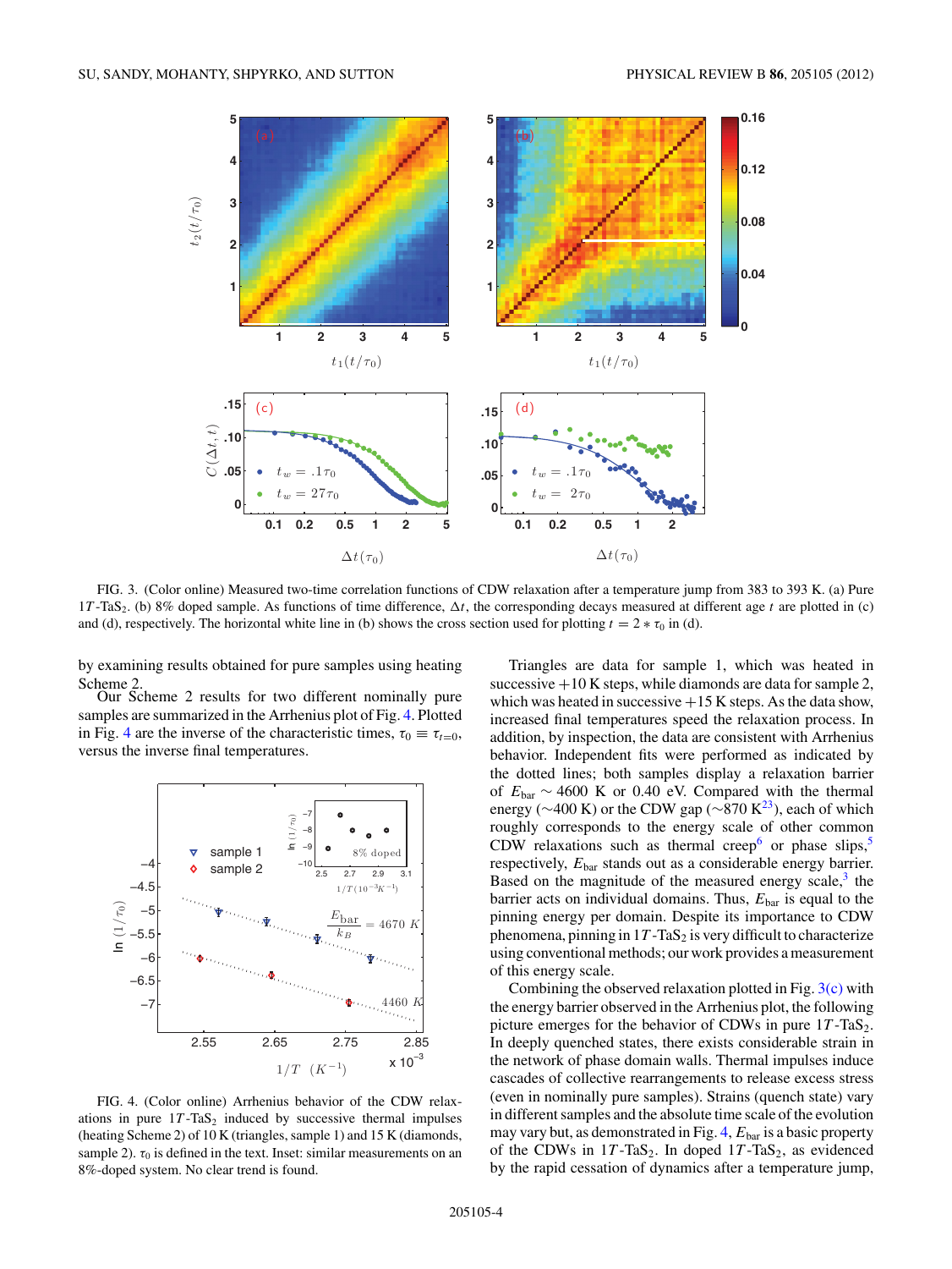(a)

(b)

$t_2(t/\tau_0)$

$t_1(t/\tau_0)$

0.16

0.12

0.08

0.04

0

(c)

(d)

$C(\Delta t, t)$

$t_w = .1\tau_0$

$t_w = 27\tau_0$

$t_w = .1\tau_0$

$t_w = 2\tau_0$

$\Delta t(\tau_0)$

FIG. 3. (Color online) Measured two-time correlation functions of CDW relaxation after a temperature jump from 383 to 393 K. (a) Pure $1T$-$TaS_2$. (b) 8% doped sample. As functions of time difference, $\Delta t$, the corresponding decays measured at different age $t$ are plotted in (c) and (d), respectively. The horizontal white line in (b) shows the cross section used for plotting $t = 2 * \tau_0$ in (d).

by examining results obtained for pure samples using heating Scheme 2.

Our Scheme 2 results for two different nominally pure samples are summarized in the Arrhenius plot of Fig. 4. Plotted in Fig. 4 are the inverse of the characteristic times, $\tau_0 \equiv \tau_{t=0}$, versus the inverse final temperatures.

sample 1

sample 2

$\ln(1/\tau_0)$

$\frac{E_{\text{bar}}}{k_B} = 4670\ K$

4460 K

$1/T\ \ (K^{-1})$

x $10^{-3}$

8% doped

$1/T(10^{-3}K^{-1})$

FIG. 4. (Color online) Arrhenius behavior of the CDW relaxations in pure $1T$-$TaS_2$ induced by successive thermal impulses (heating Scheme 2) of 10 K (triangles, sample 1) and 15 K (diamonds, sample 2). $\tau_0$ is defined in the text. Inset: similar measurements on an 8%-doped system. No clear trend is found.

Triangles are data for sample 1, which was heated in successive +10 K steps, while diamonds are data for sample 2, which was heated in successive +15 K steps. As the data show, increased final temperatures speed the relaxation process. In addition, by inspection, the data are consistent with Arrhenius behavior. Independent fits were performed as indicated by the dotted lines; both samples display a relaxation barrier of $E_{\text{bar}} \sim 4600$ K or 0.40 eV. Compared with the thermal energy (~400 K) or the CDW gap (~870 K[23]), each of which roughly corresponds to the energy scale of other common CDW relaxations such as thermal creep[6] or phase slips,[5] respectively, $E_{\text{bar}}$ stands out as a considerable energy barrier. Based on the magnitude of the measured energy scale,[3] the barrier acts on individual domains. Thus, $E_{\text{bar}}$ is equal to the pinning energy per domain. Despite its importance to CDW phenomena, pinning in $1T$-$TaS_2$ is very difficult to characterize using conventional methods; our work provides a measurement of this energy scale.

Combining the observed relaxation plotted in Fig. 3(c) with the energy barrier observed in the Arrhenius plot, the following picture emerges for the behavior of CDWs in pure $1T$-$TaS_2$. In deeply quenched states, there exists considerable strain in the network of phase domain walls. Thermal impulses induce cascades of collective rearrangements to release excess stress (even in nominally pure samples). Strains (quench state) vary in different samples and the absolute time scale of the evolution may vary but, as demonstrated in Fig. 4, $E_{\text{bar}}$ is a basic property of the CDWs in $1T$-$TaS_2$. In doped $1T$-$TaS_2$, as evidenced by the rapid cessation of dynamics after a temperature jump,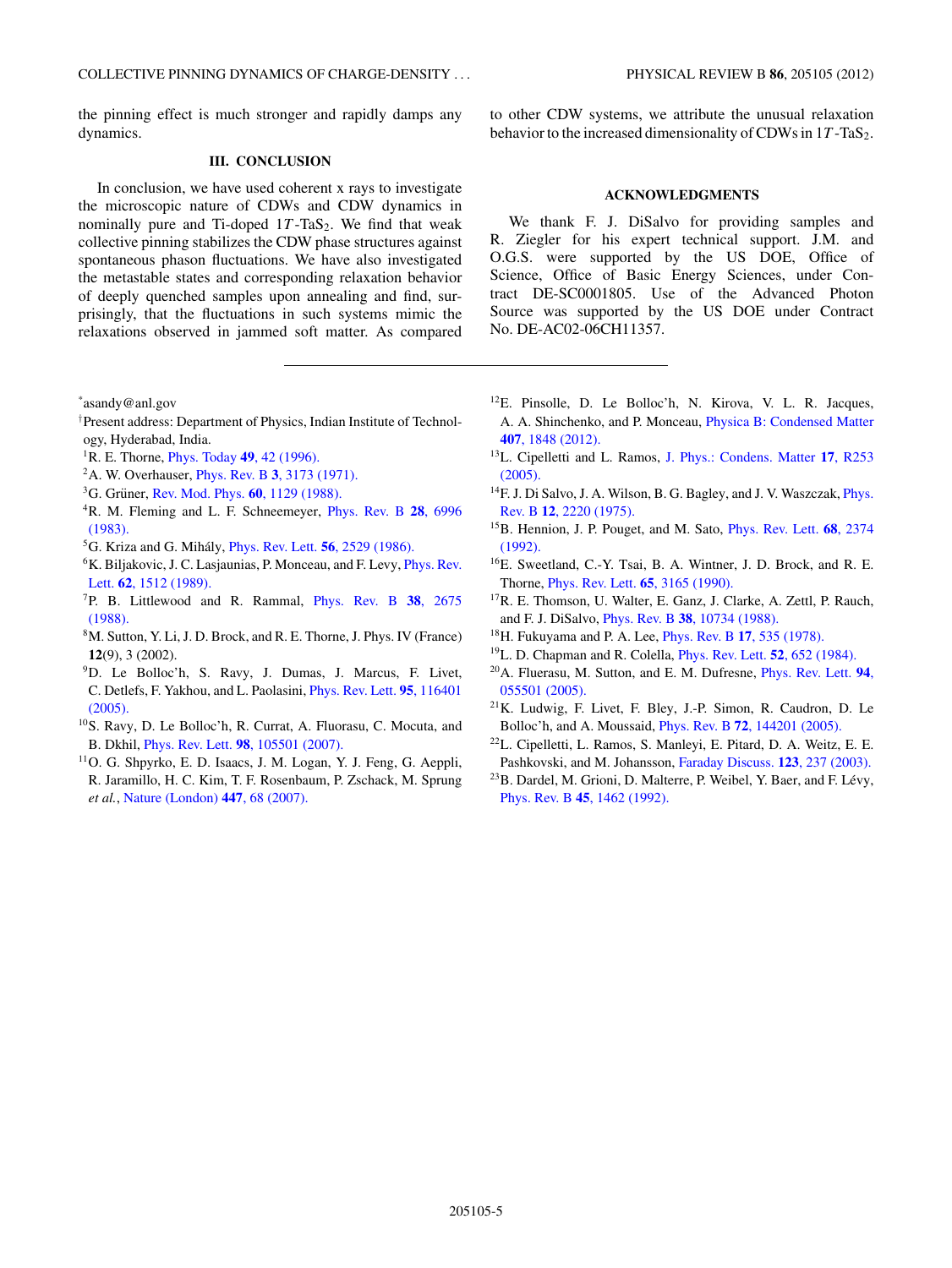the pinning effect is much stronger and rapidly damps any dynamics.

## III. CONCLUSION

In conclusion, we have used coherent x rays to investigate the microscopic nature of CDWs and CDW dynamics in nominally pure and Ti-doped $1T$-$TaS_2$. We find that weak collective pinning stabilizes the CDW phase structures against spontaneous phason fluctuations. We have also investigated the metastable states and corresponding relaxation behavior of deeply quenched samples upon annealing and find, surprisingly, that the fluctuations in such systems mimic the relaxations observed in jammed soft matter. As compared to other CDW systems, we attribute the unusual relaxation behavior to the increased dimensionality of CDWs in $1T$-$TaS_2$.

## ACKNOWLEDGMENTS

We thank F. J. DiSalvo for providing samples and R. Ziegler for his expert technical support. J.M. and O.G.S. were supported by the US DOE, Office of Science, Office of Basic Energy Sciences, under Contract DE-SC0001805. Use of the Advanced Photon Source was supported by the US DOE under Contract No. DE-AC02-06CH11357.

---

*asandy@anl.gov

†Present address: Department of Physics, Indian Institute of Technology, Hyderabad, India.

[1] R. E. Thorne, Phys. Today **49**, 42 (1996).

[2] A. W. Overhauser, Phys. Rev. B **3**, 3173 (1971).

[3] G. Grüner, Rev. Mod. Phys. **60**, 1129 (1988).

[4] R. M. Fleming and L. F. Schneemeyer, Phys. Rev. B **28**, 6996 (1983).

[5] G. Kriza and G. Mihály, Phys. Rev. Lett. **56**, 2529 (1986).

[6] K. Biljakovic, J. C. Lasjaunias, P. Monceau, and F. Levy, Phys. Rev. Lett. **62**, 1512 (1989).

[7] P. B. Littlewood and R. Rammal, Phys. Rev. B **38**, 2675 (1988).

[8] M. Sutton, Y. Li, J. D. Brock, and R. E. Thorne, J. Phys. IV (France) **12**(9), 3 (2002).

[9] D. Le Bolloc'h, S. Ravy, J. Dumas, J. Marcus, F. Livet, C. Detlefs, F. Yakhou, and L. Paolasini, Phys. Rev. Lett. **95**, 116401 (2005).

[10] S. Ravy, D. Le Bolloc'h, R. Currat, A. Fluorasu, C. Mocuta, and B. Dkhil, Phys. Rev. Lett. **98**, 105501 (2007).

[11] O. G. Shpyrko, E. D. Isaacs, J. M. Logan, Y. J. Feng, G. Aeppli, R. Jaramillo, H. C. Kim, T. F. Rosenbaum, P. Zschack, M. Sprung *et al.*, Nature (London) **447**, 68 (2007).

[12] E. Pinsolle, D. Le Bolloc'h, N. Kirova, V. L. R. Jacques, A. A. Shinchenko, and P. Monceau, Physica B: Condensed Matter **407**, 1848 (2012).

[13] L. Cipelletti and L. Ramos, J. Phys.: Condens. Matter **17**, R253 (2005).

[14] F. J. Di Salvo, J. A. Wilson, B. G. Bagley, and J. V. Waszczak, Phys. Rev. B **12**, 2220 (1975).

[15] B. Hennion, J. P. Pouget, and M. Sato, Phys. Rev. Lett. **68**, 2374 (1992).

[16] E. Sweetland, C.-Y. Tsai, B. A. Wintner, J. D. Brock, and R. E. Thorne, Phys. Rev. Lett. **65**, 3165 (1990).

[17] R. E. Thomson, U. Walter, E. Ganz, J. Clarke, A. Zettl, P. Rauch, and F. J. DiSalvo, Phys. Rev. B **38**, 10734 (1988).

[18] H. Fukuyama and P. A. Lee, Phys. Rev. B **17**, 535 (1978).

[19] L. D. Chapman and R. Colella, Phys. Rev. Lett. **52**, 652 (1984).

[20] A. Fluerasu, M. Sutton, and E. M. Dufresne, Phys. Rev. Lett. **94**, 055501 (2005).

[21] K. Ludwig, F. Livet, F. Bley, J.-P. Simon, R. Caudron, D. Le Bolloc'h, and A. Moussaid, Phys. Rev. B **72**, 144201 (2005).

[22] L. Cipelletti, L. Ramos, S. Manleyi, E. Pitard, D. A. Weitz, E. E. Pashkovski, and M. Johansson, Faraday Discuss. **123**, 237 (2003).

[23] B. Dardel, M. Grioni, D. Malterre, P. Weibel, Y. Baer, and F. Lévy, Phys. Rev. B **45**, 1462 (1992).